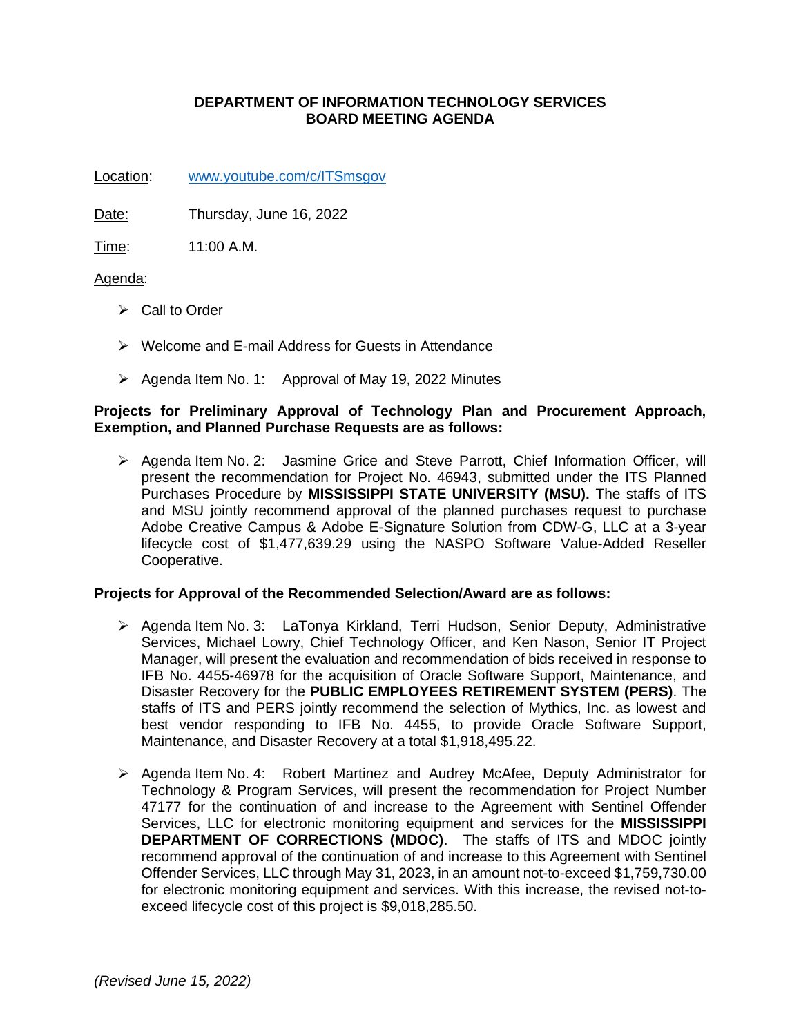# DEPARTMENT OF INFORMATION TECHNOLOGY SERVICES
## BOARD MEETING AGENDA

Location: www.youtube.com/c/ITSmsgov

Date: Thursday, June 16, 2022

Time: 11:00 A.M.

Agenda:

- Call to Order
- Welcome and E-mail Address for Guests in Attendance
- Agenda Item No. 1: Approval of May 19, 2022 Minutes

**Projects for Preliminary Approval of Technology Plan and Procurement Approach, Exemption, and Planned Purchase Requests are as follows:**

- Agenda Item No. 2: Jasmine Grice and Steve Parrott, Chief Information Officer, will present the recommendation for Project No. 46943, submitted under the ITS Planned Purchases Procedure by **MISSISSIPPI STATE UNIVERSITY (MSU).** The staffs of ITS and MSU jointly recommend approval of the planned purchases request to purchase Adobe Creative Campus & Adobe E-Signature Solution from CDW-G, LLC at a 3-year lifecycle cost of $1,477,639.29 using the NASPO Software Value-Added Reseller Cooperative.

**Projects for Approval of the Recommended Selection/Award are as follows:**

- Agenda Item No. 3: LaTonya Kirkland, Terri Hudson, Senior Deputy, Administrative Services, Michael Lowry, Chief Technology Officer, and Ken Nason, Senior IT Project Manager, will present the evaluation and recommendation of bids received in response to IFB No. 4455-46978 for the acquisition of Oracle Software Support, Maintenance, and Disaster Recovery for the **PUBLIC EMPLOYEES RETIREMENT SYSTEM (PERS)**. The staffs of ITS and PERS jointly recommend the selection of Mythics, Inc. as lowest and best vendor responding to IFB No. 4455, to provide Oracle Software Support, Maintenance, and Disaster Recovery at a total $1,918,495.22.

- Agenda Item No. 4: Robert Martinez and Audrey McAfee, Deputy Administrator for Technology & Program Services, will present the recommendation for Project Number 47177 for the continuation of and increase to the Agreement with Sentinel Offender Services, LLC for electronic monitoring equipment and services for the **MISSISSIPPI DEPARTMENT OF CORRECTIONS (MDOC)**. The staffs of ITS and MDOC jointly recommend approval of the continuation of and increase to this Agreement with Sentinel Offender Services, LLC through May 31, 2023, in an amount not-to-exceed $1,759,730.00 for electronic monitoring equipment and services. With this increase, the revised not-to-exceed lifecycle cost of this project is $9,018,285.50.

*(Revised June 15, 2022)*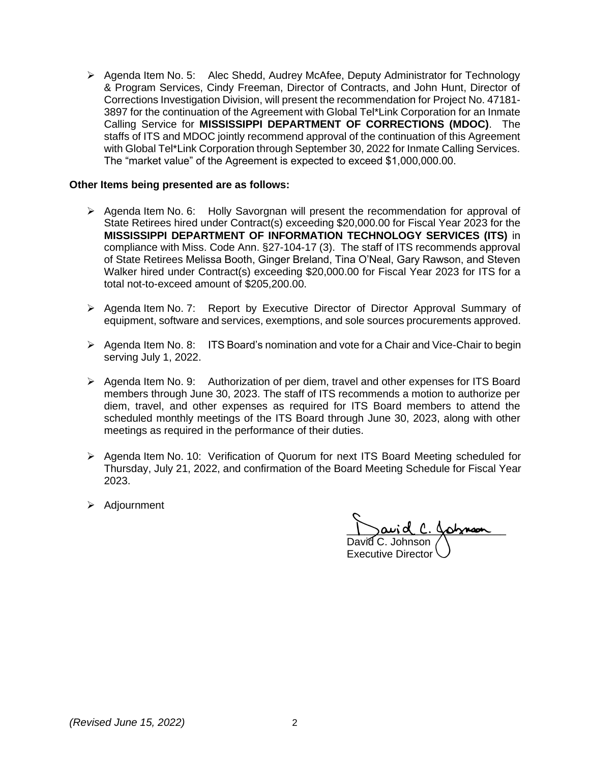- Agenda Item No. 5: Alec Shedd, Audrey McAfee, Deputy Administrator for Technology & Program Services, Cindy Freeman, Director of Contracts, and John Hunt, Director of Corrections Investigation Division, will present the recommendation for Project No. 47181-3897 for the continuation of the Agreement with Global Tel*Link Corporation for an Inmate Calling Service for **MISSISSIPPI DEPARTMENT OF CORRECTIONS (MDOC)**. The staffs of ITS and MDOC jointly recommend approval of the continuation of this Agreement with Global Tel*Link Corporation through September 30, 2022 for Inmate Calling Services. The "market value" of the Agreement is expected to exceed $1,000,000.00.

**Other Items being presented are as follows:**

- Agenda Item No. 6: Holly Savorgnan will present the recommendation for approval of State Retirees hired under Contract(s) exceeding $20,000.00 for Fiscal Year 2023 for the **MISSISSIPPI DEPARTMENT OF INFORMATION TECHNOLOGY SERVICES (ITS)** in compliance with Miss. Code Ann. §27-104-17 (3). The staff of ITS recommends approval of State Retirees Melissa Booth, Ginger Breland, Tina O'Neal, Gary Rawson, and Steven Walker hired under Contract(s) exceeding $20,000.00 for Fiscal Year 2023 for ITS for a total not-to-exceed amount of $205,200.00.

- Agenda Item No. 7: Report by Executive Director of Director Approval Summary of equipment, software and services, exemptions, and sole sources procurements approved.

- Agenda Item No. 8: ITS Board's nomination and vote for a Chair and Vice-Chair to begin serving July 1, 2022.

- Agenda Item No. 9: Authorization of per diem, travel and other expenses for ITS Board members through June 30, 2023. The staff of ITS recommends a motion to authorize per diem, travel, and other expenses as required for ITS Board members to attend the scheduled monthly meetings of the ITS Board through June 30, 2023, along with other meetings as required in the performance of their duties.

- Agenda Item No. 10: Verification of Quorum for next ITS Board Meeting scheduled for Thursday, July 21, 2022, and confirmation of the Board Meeting Schedule for Fiscal Year 2023.

- Adjournment

David C. Johnson
Executive Director

*(Revised June 15, 2022)*